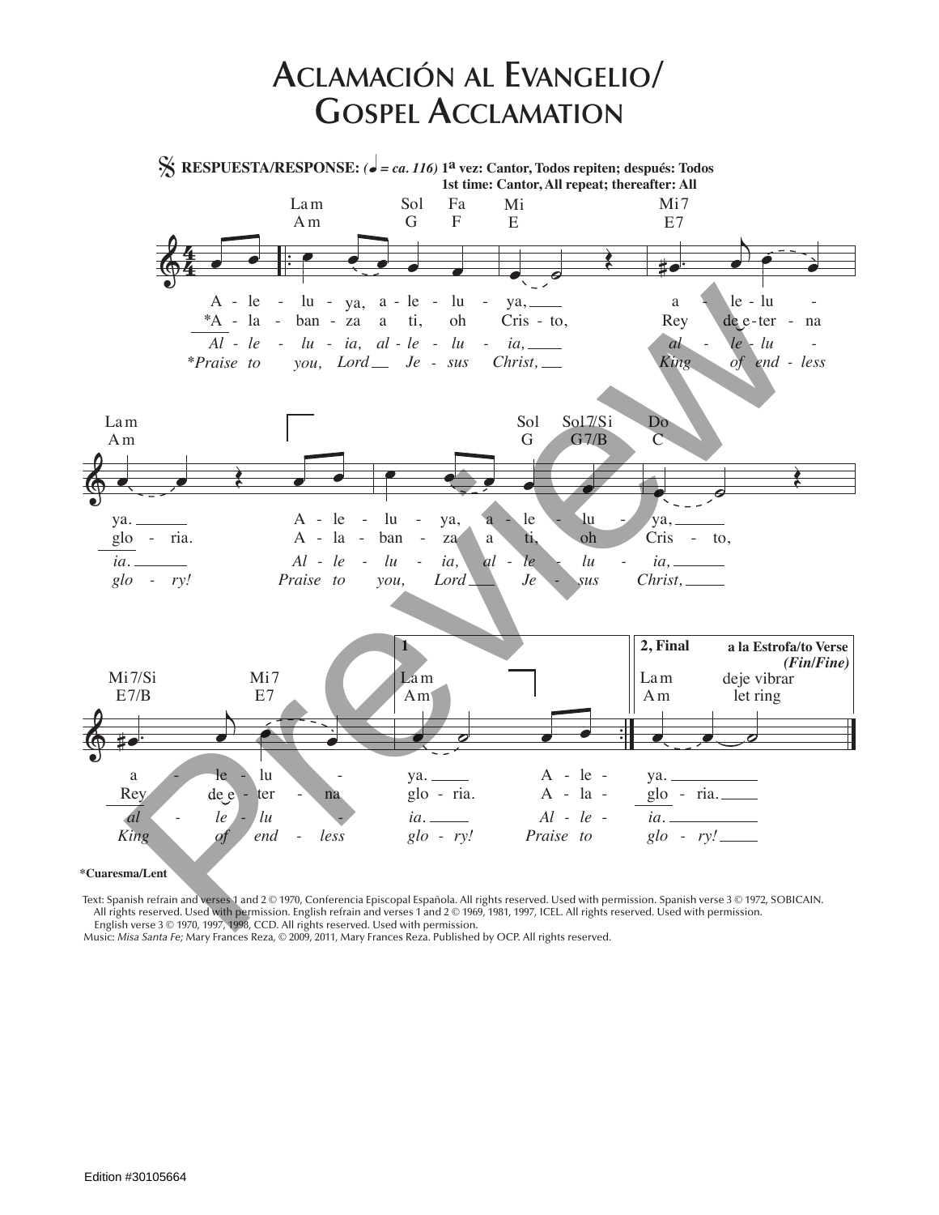# Aclamación al Evangelio/ Gospel Acclamation

**RESPUESTA/RESPONSE:** *(♩ = ca. 116)* **1ª vez: Cantor, Todos repiten; después: Todos**
**1st time: Cantor, All repeat; thereafter: All**

A - le - lu - ya, a - le - lu - ya, a - le - lu - ya.
*A - la - ban - za a ti, oh Cris - to, Rey de e - ter - na glo - ria.
*Al - le - lu - ia, al - le - lu - ia, al - le - lu - ia.*
**Praise to you, Lord Je - sus Christ, King of end - less glo - ry!*

A - le - lu - ya, a - le - lu - ya, a - le - lu - ya.
A - la - ban - za a ti, oh Cris - to, Rey de e - ter - na glo - ria.
*Al - le - lu - ia, al - le - lu - ia, al - le - lu - ia.*
*Praise to you, Lord Je - sus Christ, King of end - less glo - ry!*

**1** — A - le - / A - la - / *Al - le - / Praise to*

**2, Final** — **a la Estrofa/to Verse** ***(Fin/Fine)*** deje vibrar / let ring

**\*Cuaresma/Lent**

Text: Spanish refrain and verses 1 and 2 © 1970, Conferencia Episcopal Española. All rights reserved. Used with permission. Spanish verse 3 © 1972, SOBICAIN. All rights reserved. Used with permission. English refrain and verses 1 and 2 © 1969, 1981, 1997, ICEL. All rights reserved. Used with permission. English verse 3 © 1970, 1997, 1998, CCD. All rights reserved. Used with permission.
Music: *Misa Santa Fe;* Mary Frances Reza, © 2009, 2011, Mary Frances Reza. Published by OCP. All rights reserved.

Edition #30105664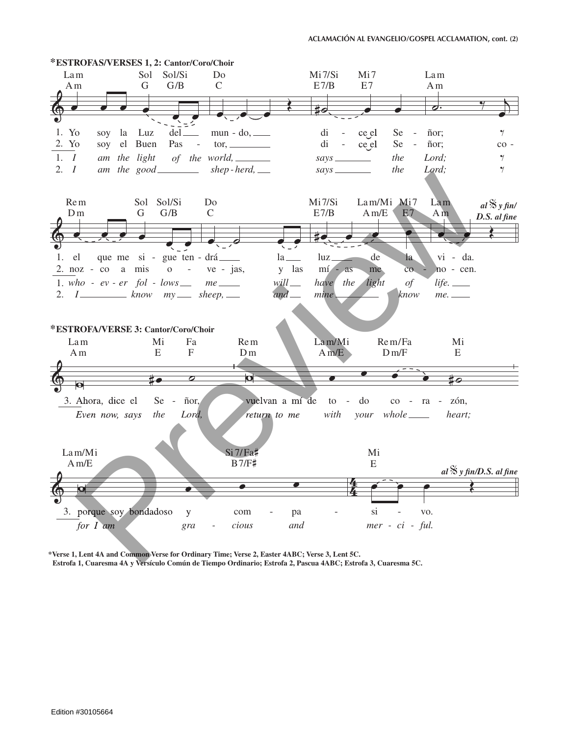*ESTROFAS/VERSES 1, 2: Cantor/Coro/Choir

1. Yo soy la Luz del mundo, dice el Señor;
2. Yo soy el Buen Pastor, dice el Señor; conozco a mis ovejas, y las mías me conocen.

1. *I am the light of the world, says the Lord;*
2. *I am the good shepherd, says the Lord;*

1. el que me sigue tendrá la luz de la vida.

1. *whoever follows me will have the light of life.*
2. *I know my sheep, and mine know me.*

al 𝄋 y fin/D.S. al fine

*ESTROFA/VERSE 3: Cantor/Coro/Choir

3. Ahora, dice el Señor, vuelvan a mí de todo corazón,
*Even now, says the Lord, return to me with your whole heart;*

3. porque soy bondadoso y compasivo.
*for I am gracious and merciful.*

al 𝄋 y fin/D.S. al fine

*Verse 1, Lent 4A and Common Verse for Ordinary Time; Verse 2, Easter 4ABC; Verse 3, Lent 5C.
Estrofa 1, Cuaresma 4A y Versículo Común de Tiempo Ordinario; Estrofa 2, Pascua 4ABC; Estrofa 3, Cuaresma 5C.